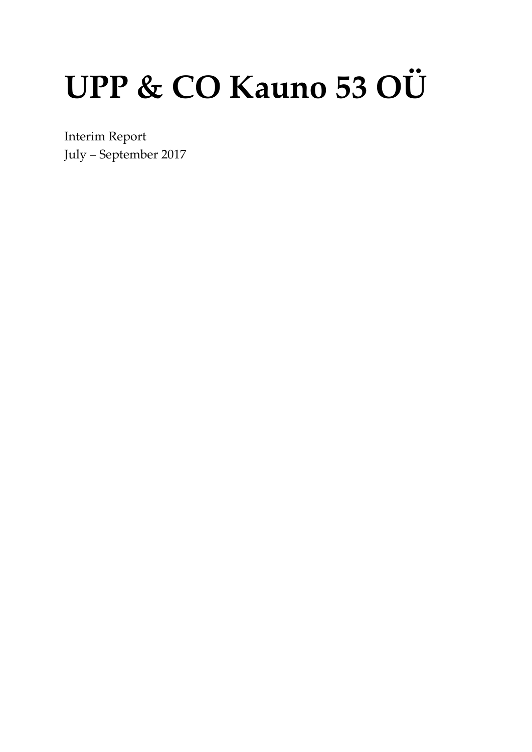# UPP & CO Kauno 53 OÜ

Interim Report
July – September 2017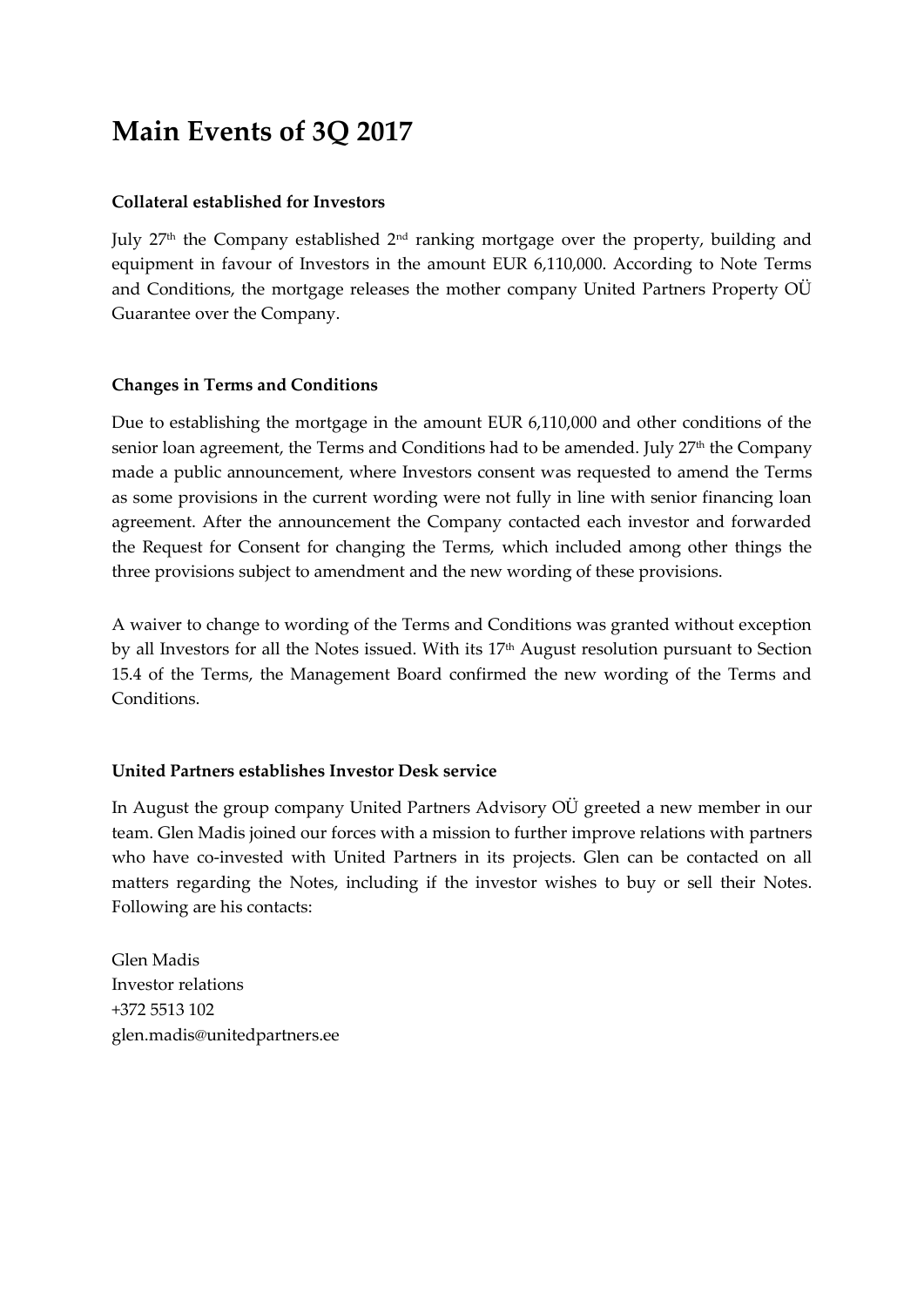# Main Events of 3Q 2017

**Collateral established for Investors**

July 27th the Company established 2nd ranking mortgage over the property, building and equipment in favour of Investors in the amount EUR 6,110,000. According to Note Terms and Conditions, the mortgage releases the mother company United Partners Property OÜ Guarantee over the Company.

**Changes in Terms and Conditions**

Due to establishing the mortgage in the amount EUR 6,110,000 and other conditions of the senior loan agreement, the Terms and Conditions had to be amended. July 27th the Company made a public announcement, where Investors consent was requested to amend the Terms as some provisions in the current wording were not fully in line with senior financing loan agreement. After the announcement the Company contacted each investor and forwarded the Request for Consent for changing the Terms, which included among other things the three provisions subject to amendment and the new wording of these provisions.

A waiver to change to wording of the Terms and Conditions was granted without exception by all Investors for all the Notes issued. With its 17th August resolution pursuant to Section 15.4 of the Terms, the Management Board confirmed the new wording of the Terms and Conditions.

**United Partners establishes Investor Desk service**

In August the group company United Partners Advisory OÜ greeted a new member in our team. Glen Madis joined our forces with a mission to further improve relations with partners who have co-invested with United Partners in its projects. Glen can be contacted on all matters regarding the Notes, including if the investor wishes to buy or sell their Notes. Following are his contacts:

Glen Madis
Investor relations
+372 5513 102
glen.madis@unitedpartners.ee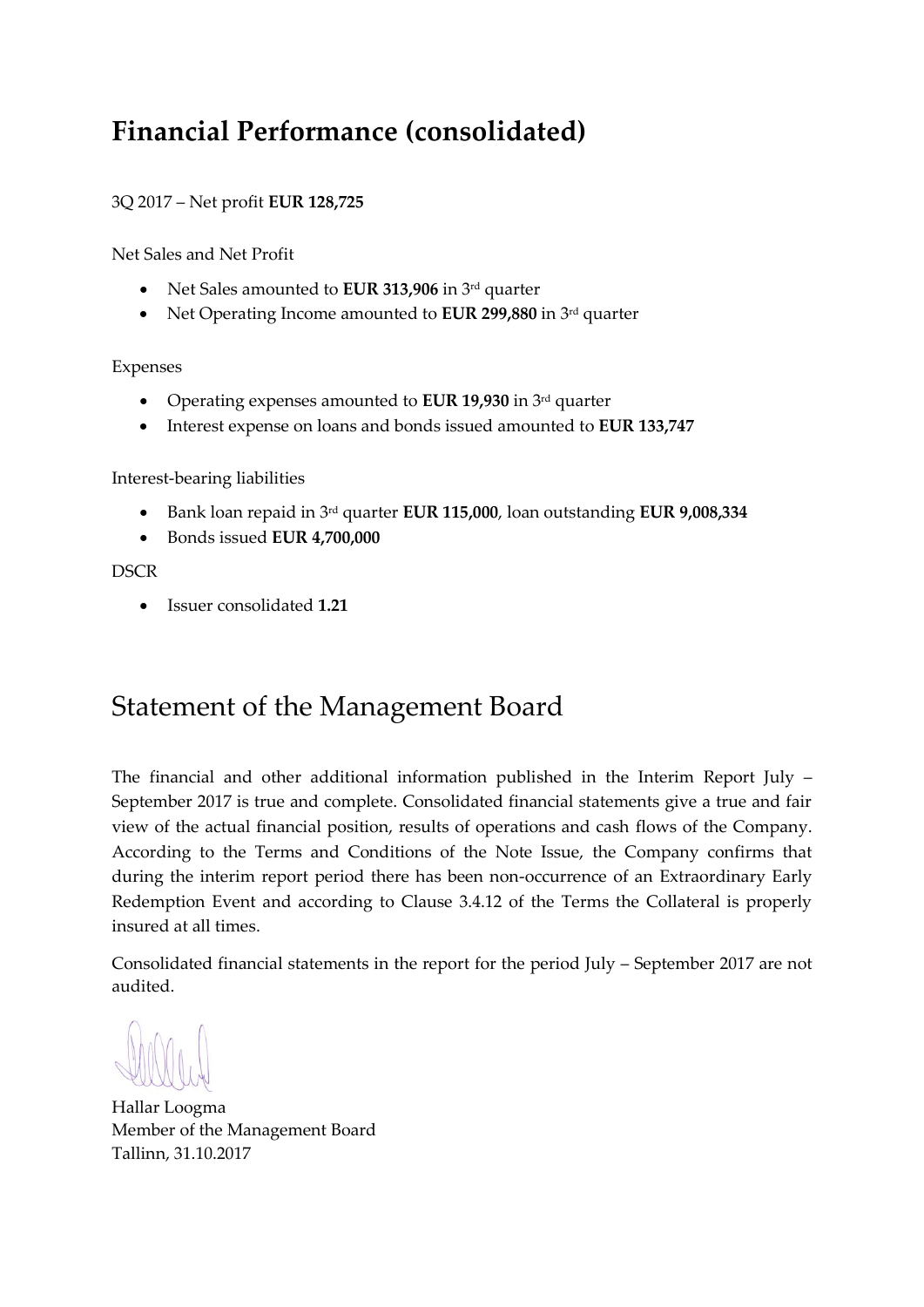# Financial Performance (consolidated)

3Q 2017 – Net profit **EUR 128,725**

Net Sales and Net Profit

- Net Sales amounted to **EUR 313,906** in 3rd quarter
- Net Operating Income amounted to **EUR 299,880** in 3rd quarter

Expenses

- Operating expenses amounted to **EUR 19,930** in 3rd quarter
- Interest expense on loans and bonds issued amounted to **EUR 133,747**

Interest-bearing liabilities

- Bank loan repaid in 3rd quarter **EUR 115,000**, loan outstanding **EUR 9,008,334**
- Bonds issued **EUR 4,700,000**

DSCR

- Issuer consolidated **1.21**

# Statement of the Management Board

The financial and other additional information published in the Interim Report July – September 2017 is true and complete. Consolidated financial statements give a true and fair view of the actual financial position, results of operations and cash flows of the Company. According to the Terms and Conditions of the Note Issue, the Company confirms that during the interim report period there has been non-occurrence of an Extraordinary Early Redemption Event and according to Clause 3.4.12 of the Terms the Collateral is properly insured at all times.

Consolidated financial statements in the report for the period July – September 2017 are not audited.

Hallar Loogma
Member of the Management Board
Tallinn, 31.10.2017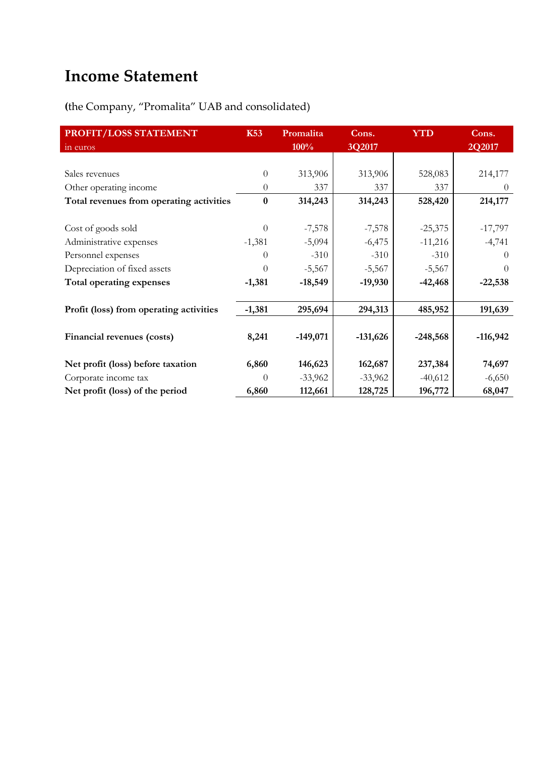# Income Statement

**(**the Company, "Promalita" UAB and consolidated)

| PROFIT/LOSS STATEMENT<br>in euros | K53 | Promalita<br>100% | Cons.<br>3Q2017 | YTD | Cons.<br>2Q2017 |
|---|---|---|---|---|---|
| Sales revenues | 0 | 313,906 | 313,906 | 528,083 | 214,177 |
| Other operating income | 0 | 337 | 337 | 337 | 0 |
| **Total revenues from operating activities** | **0** | **314,243** | **314,243** | **528,420** | **214,177** |
| Cost of goods sold | 0 | -7,578 | -7,578 | -25,375 | -17,797 |
| Administrative expenses | -1,381 | -5,094 | -6,475 | -11,216 | -4,741 |
| Personnel expenses | 0 | -310 | -310 | -310 | 0 |
| Depreciation of fixed assets | 0 | -5,567 | -5,567 | -5,567 | 0 |
| **Total operating expenses** | **-1,381** | **-18,549** | **-19,930** | **-42,468** | **-22,538** |
| **Profit (loss) from operating activities** | **-1,381** | **295,694** | **294,313** | **485,952** | **191,639** |
| **Financial revenues (costs)** | **8,241** | **-149,071** | **-131,626** | **-248,568** | **-116,942** |
| **Net profit (loss) before taxation** | **6,860** | **146,623** | **162,687** | **237,384** | **74,697** |
| Corporate income tax | 0 | -33,962 | -33,962 | -40,612 | -6,650 |
| **Net profit (loss) of the period** | **6,860** | **112,661** | **128,725** | **196,772** | **68,047** |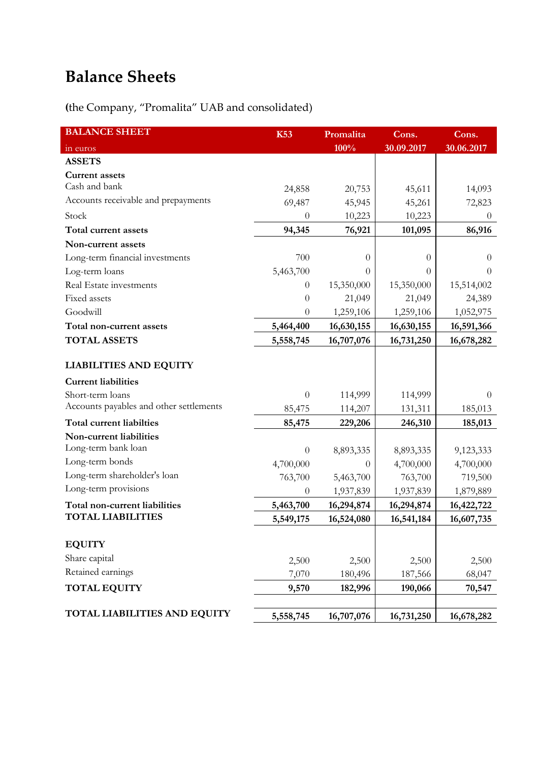# Balance Sheets

**(**the Company, "Promalita" UAB and consolidated)

| BALANCE SHEET<br>in euros | K53 | Promalita<br>100% | Cons.<br>30.09.2017 | Cons.<br>30.06.2017 |
|---|---|---|---|---|
| **ASSETS** | | | | |
| **Current assets** | | | | |
| Cash and bank | 24,858 | 20,753 | 45,611 | 14,093 |
| Accounts receivable and prepayments | 69,487 | 45,945 | 45,261 | 72,823 |
| Stock | 0 | 10,223 | 10,223 | 0 |
| **Total current assets** | **94,345** | **76,921** | **101,095** | **86,916** |
| **Non-current assets** | | | | |
| Long-term financial investments | 700 | 0 | 0 | 0 |
| Log-term loans | 5,463,700 | 0 | 0 | 0 |
| Real Estate investments | 0 | 15,350,000 | 15,350,000 | 15,514,002 |
| Fixed assets | 0 | 21,049 | 21,049 | 24,389 |
| Goodwill | 0 | 1,259,106 | 1,259,106 | 1,052,975 |
| **Total non-current assets** | **5,464,400** | **16,630,155** | **16,630,155** | **16,591,366** |
| **TOTAL ASSETS** | **5,558,745** | **16,707,076** | **16,731,250** | **16,678,282** |
| **LIABILITIES AND EQUITY** | | | | |
| **Current liabilities** | | | | |
| Short-term loans | 0 | 114,999 | 114,999 | 0 |
| Accounts payables and other settlements | 85,475 | 114,207 | 131,311 | 185,013 |
| **Total current liabilties** | **85,475** | **229,206** | **246,310** | **185,013** |
| **Non-current liabilities** | | | | |
| Long-term bank loan | 0 | 8,893,335 | 8,893,335 | 9,123,333 |
| Long-term bonds | 4,700,000 | 0 | 4,700,000 | 4,700,000 |
| Long-term shareholder's loan | 763,700 | 5,463,700 | 763,700 | 719,500 |
| Long-term provisions | 0 | 1,937,839 | 1,937,839 | 1,879,889 |
| **Total non-current liabilities** | **5,463,700** | **16,294,874** | **16,294,874** | **16,422,722** |
| **TOTAL LIABILITIES** | **5,549,175** | **16,524,080** | **16,541,184** | **16,607,735** |
| **EQUITY** | | | | |
| Share capital | 2,500 | 2,500 | 2,500 | 2,500 |
| Retained earnings | 7,070 | 180,496 | 187,566 | 68,047 |
| **TOTAL EQUITY** | **9,570** | **182,996** | **190,066** | **70,547** |
| **TOTAL LIABILITIES AND EQUITY** | **5,558,745** | **16,707,076** | **16,731,250** | **16,678,282** |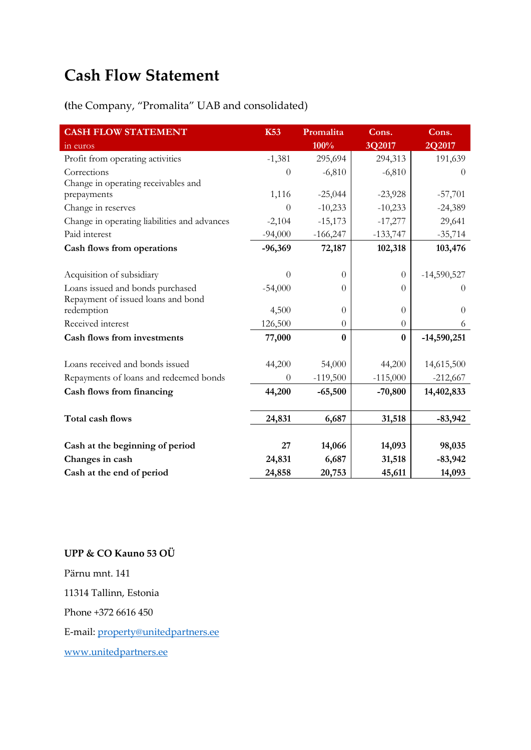# Cash Flow Statement

**(**the Company, "Promalita" UAB and consolidated)

| CASH FLOW STATEMENT<br>in euros | K53 | Promalita 100% | Cons. 3Q2017 | Cons. 2Q2017 |
|---|---|---|---|---|
| Profit from operating activities | -1,381 | 295,694 | 294,313 | 191,639 |
| Corrections | 0 | -6,810 | -6,810 | 0 |
| Change in operating receivables and prepayments | 1,116 | -25,044 | -23,928 | -57,701 |
| Change in reserves | 0 | -10,233 | -10,233 | -24,389 |
| Change in operating liabilities and advances | -2,104 | -15,173 | -17,277 | 29,641 |
| Paid interest | -94,000 | -166,247 | -133,747 | -35,714 |
| **Cash flows from operations** | **-96,369** | **72,187** | **102,318** | **103,476** |
| | | | | |
| Acquisition of subsidiary | 0 | 0 | 0 | -14,590,527 |
| Loans issued and bonds purchased | -54,000 | 0 | 0 | 0 |
| Repayment of issued loans and bond redemption | 4,500 | 0 | 0 | 0 |
| Received interest | 126,500 | 0 | 0 | 6 |
| **Cash flows from investments** | **77,000** | **0** | **0** | **-14,590,251** |
| | | | | |
| Loans received and bonds issued | 44,200 | 54,000 | 44,200 | 14,615,500 |
| Repayments of loans and redeemed bonds | 0 | -119,500 | -115,000 | -212,667 |
| **Cash flows from financing** | **44,200** | **-65,500** | **-70,800** | **14,402,833** |
| | | | | |
| **Total cash flows** | **24,831** | **6,687** | **31,518** | **-83,942** |
| | | | | |
| **Cash at the beginning of period** | **27** | **14,066** | **14,093** | **98,035** |
| **Changes in cash** | **24,831** | **6,687** | **31,518** | **-83,942** |
| **Cash at the end of period** | **24,858** | **20,753** | **45,611** | **14,093** |

**UPP & CO Kauno 53 OÜ**

Pärnu mnt. 141

11314 Tallinn, Estonia

Phone +372 6616 450

E-mail: property@unitedpartners.ee

www.unitedpartners.ee